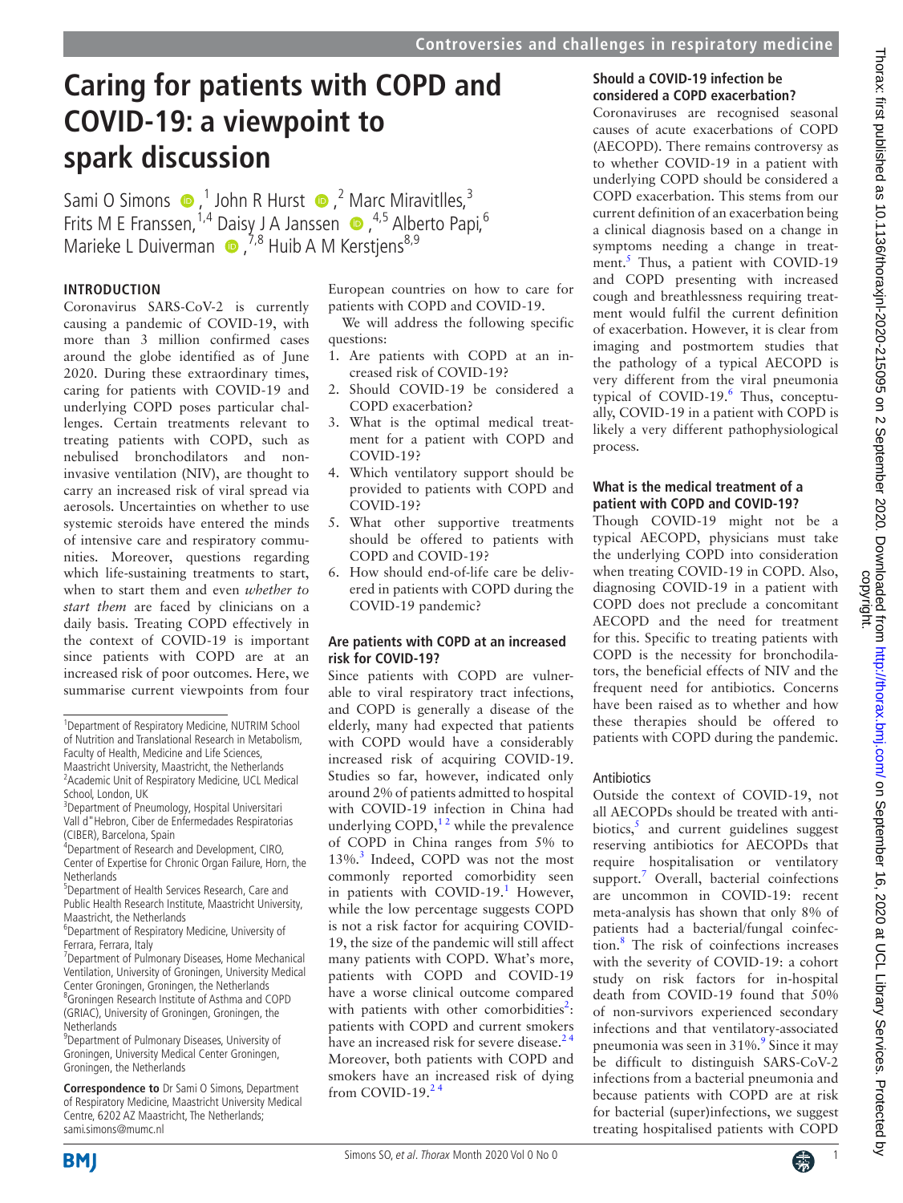# Caring for patients with COPD and COVID-19: a viewpoint to spark discussion

Sami O Simons,[1] John R Hurst,[2] Marc Miravitlles,[3] Frits M E Franssen,[1,4] Daisy J A Janssen,[4,5] Alberto Papi,[6] Marieke L Duiverman,[7,8] Huib A M Kerstjens[8,9]

## INTRODUCTION

Coronavirus SARS-CoV-2 is currently causing a pandemic of COVID-19, with more than 3 million confirmed cases around the globe identified as of June 2020. During these extraordinary times, caring for patients with COVID-19 and underlying COPD poses particular challenges. Certain treatments relevant to treating patients with COPD, such as nebulised bronchodilators and non-invasive ventilation (NIV), are thought to carry an increased risk of viral spread via aerosols. Uncertainties on whether to use systemic steroids have entered the minds of intensive care and respiratory communities. Moreover, questions regarding which life-sustaining treatments to start, when to start them and even *whether to start them* are faced by clinicians on a daily basis. Treating COPD effectively in the context of COVID-19 is important since patients with COPD are at an increased risk of poor outcomes. Here, we summarise current viewpoints from four European countries on how to care for patients with COPD and COVID-19.

We will address the following specific questions:

1. Are patients with COPD at an increased risk of COVID-19?
2. Should COVID-19 be considered a COPD exacerbation?
3. What is the optimal medical treatment for a patient with COPD and COVID-19?
4. Which ventilatory support should be provided to patients with COPD and COVID-19?
5. What other supportive treatments should be offered to patients with COPD and COVID-19?
6. How should end-of-life care be delivered in patients with COPD during the COVID-19 pandemic?

### Are patients with COPD at an increased risk for COVID-19?

Since patients with COPD are vulnerable to viral respiratory tract infections, and COPD is generally a disease of the elderly, many had expected that patients with COPD would have a considerably increased risk of acquiring COVID-19. Studies so far, however, indicated only around 2% of patients admitted to hospital with COVID-19 infection in China had underlying COPD,[1,2] while the prevalence of COPD in China ranges from 5% to 13%.[3] Indeed, COPD was not the most commonly reported comorbidity seen in patients with COVID-19.[1] However, while the low percentage suggests COPD is not a risk factor for acquiring COVID-19, the size of the pandemic will still affect many patients with COPD. What's more, patients with COPD and COVID-19 have a worse clinical outcome compared with patients with other comorbidities[2]: patients with COPD and current smokers have an increased risk for severe disease.[2,4] Moreover, both patients with COPD and smokers have an increased risk of dying from COVID-19.[2,4]

### Should a COVID-19 infection be considered a COPD exacerbation?

Coronaviruses are recognised seasonal causes of acute exacerbations of COPD (AECOPD). There remains controversy as to whether COVID-19 in a patient with underlying COPD should be considered a COPD exacerbation. This stems from our current definition of an exacerbation being a clinical diagnosis based on a change in symptoms needing a change in treatment.[5] Thus, a patient with COVID-19 and COPD presenting with increased cough and breathlessness requiring treatment would fulfil the current definition of exacerbation. However, it is clear from imaging and postmortem studies that the pathology of a typical AECOPD is very different from the viral pneumonia typical of COVID-19.[6] Thus, conceptually, COVID-19 in a patient with COPD is likely a very different pathophysiological process.

### What is the medical treatment of a patient with COPD and COVID-19?

Though COVID-19 might not be a typical AECOPD, physicians must take the underlying COPD into consideration when treating COVID-19 in COPD. Also, diagnosing COVID-19 in a patient with COPD does not preclude a concomitant AECOPD and the need for treatment for this. Specific to treating patients with COPD is the necessity for bronchodilators, the beneficial effects of NIV and the frequent need for antibiotics. Concerns have been raised as to whether and how these therapies should be offered to patients with COPD during the pandemic.

#### Antibiotics

Outside the context of COVID-19, not all AECOPDs should be treated with antibiotics,[5] and current guidelines suggest reserving antibiotics for AECOPDs that require hospitalisation or ventilatory support.[7] Overall, bacterial coinfections are uncommon in COVID-19: recent meta-analysis has shown that only 8% of patients had a bacterial/fungal coinfection.[8] The risk of coinfections increases with the severity of COVID-19: a cohort study on risk factors for in-hospital death from COVID-19 found that 50% of non-survivors experienced secondary infections and that ventilatory-associated pneumonia was seen in 31%.[9] Since it may be difficult to distinguish SARS-CoV-2 infections from a bacterial pneumonia and because patients with COPD are at risk for bacterial (super)infections, we suggest treating hospitalised patients with COPD

---

[1]Department of Respiratory Medicine, NUTRIM School of Nutrition and Translational Research in Metabolism, Faculty of Health, Medicine and Life Sciences, Maastricht University, Maastricht, the Netherlands
[2]Academic Unit of Respiratory Medicine, UCL Medical School, London, UK
[3]Department of Pneumology, Hospital Universitari Vall d'Hebron, Ciber de Enfermedades Respiratorias (CIBER), Barcelona, Spain
[4]Department of Research and Development, CIRO, Center of Expertise for Chronic Organ Failure, Horn, the Netherlands
[5]Department of Health Services Research, Care and Public Health Research Institute, Maastricht University, Maastricht, the Netherlands
[6]Department of Respiratory Medicine, University of Ferrara, Ferrara, Italy
[7]Department of Pulmonary Diseases, Home Mechanical Ventilation, University of Groningen, University Medical Center Groningen, Groningen, the Netherlands
[8]Groningen Research Institute of Asthma and COPD (GRIAC), University of Groningen, Groningen, the Netherlands
[9]Department of Pulmonary Diseases, University of Groningen, University Medical Center Groningen, Groningen, the Netherlands

**Correspondence to** Dr Sami O Simons, Department of Respiratory Medicine, Maastricht University Medical Centre, 6202 AZ Maastricht, The Netherlands; sami.simons@mumc.nl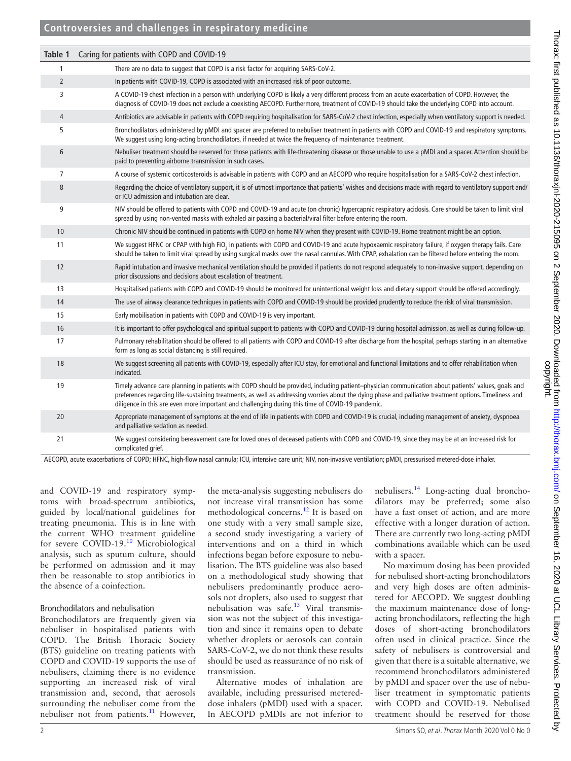**Table 1** Caring for patients with COPD and COVID-19

| | |
|---|---|
| 1 | There are no data to suggest that COPD is a risk factor for acquiring SARS-CoV-2. |
| 2 | In patients with COVID-19, COPD is associated with an increased risk of poor outcome. |
| 3 | A COVID-19 chest infection in a person with underlying COPD is likely a very different process from an acute exacerbation of COPD. However, the diagnosis of COVID-19 does not exclude a coexisting AECOPD. Furthermore, treatment of COVID-19 should take the underlying COPD into account. |
| 4 | Antibiotics are advisable in patients with COPD requiring hospitalisation for SARS-CoV-2 chest infection, especially when ventilatory support is needed. |
| 5 | Bronchodilators administered by pMDI and spacer are preferred to nebuliser treatment in patients with COPD and COVID-19 and respiratory symptoms. We suggest using long-acting bronchodilators, if needed at twice the frequency of maintenance treatment. |
| 6 | Nebuliser treatment should be reserved for those patients with life-threatening disease or those unable to use a pMDI and a spacer. Attention should be paid to preventing airborne transmission in such cases. |
| 7 | A course of systemic corticosteroids is advisable in patients with COPD and an AECOPD who require hospitalisation for a SARS-CoV-2 chest infection. |
| 8 | Regarding the choice of ventilatory support, it is of utmost importance that patients' wishes and decisions made with regard to ventilatory support and/or ICU admission and intubation are clear. |
| 9 | NIV should be offered to patients with COPD and COVID-19 and acute (on chronic) hypercapnic respiratory acidosis. Care should be taken to limit viral spread by using non-vented masks with exhaled air passing a bacterial/viral filter before entering the room. |
| 10 | Chronic NIV should be continued in patients with COPD on home NIV when they present with COVID-19. Home treatment might be an option. |
| 11 | We suggest HFNC or CPAP with high $FiO_2$ in patients with COPD and COVID-19 and acute hypoxaemic respiratory failure, if oxygen therapy fails. Care should be taken to limit viral spread by using surgical masks over the nasal cannulas. With CPAP, exhalation can be filtered before entering the room. |
| 12 | Rapid intubation and invasive mechanical ventilation should be provided if patients do not respond adequately to non-invasive support, depending on prior discussions and decisions about escalation of treatment. |
| 13 | Hospitalised patients with COPD and COVID-19 should be monitored for unintentional weight loss and dietary support should be offered accordingly. |
| 14 | The use of airway clearance techniques in patients with COPD and COVID-19 should be provided prudently to reduce the risk of viral transmission. |
| 15 | Early mobilisation in patients with COPD and COVID-19 is very important. |
| 16 | It is important to offer psychological and spiritual support to patients with COPD and COVID-19 during hospital admission, as well as during follow-up. |
| 17 | Pulmonary rehabilitation should be offered to all patients with COPD and COVID-19 after discharge from the hospital, perhaps starting in an alternative form as long as social distancing is still required. |
| 18 | We suggest screening all patients with COVID-19, especially after ICU stay, for emotional and functional limitations and to offer rehabilitation when indicated. |
| 19 | Timely advance care planning in patients with COPD should be provided, including patient–physician communication about patients' values, goals and preferences regarding life-sustaining treatments, as well as addressing worries about the dying phase and palliative treatment options. Timeliness and diligence in this are even more important and challenging during this time of COVID-19 pandemic. |
| 20 | Appropriate management of symptoms at the end of life in patients with COPD and COVID-19 is crucial, including management of anxiety, dyspnoea and palliative sedation as needed. |
| 21 | We suggest considering bereavement care for loved ones of deceased patients with COPD and COVID-19, since they may be at an increased risk for complicated grief. |

AECOPD, acute exacerbations of COPD; HFNC, high-flow nasal cannula; ICU, intensive care unit; NIV, non-invasive ventilation; pMDI, pressurised metered-dose inhaler.

and COVID-19 and respiratory symptoms with broad-spectrum antibiotics, guided by local/national guidelines for treating pneumonia. This is in line with the current WHO treatment guideline for severe COVID-19.[10] Microbiological analysis, such as sputum culture, should be performed on admission and it may then be reasonable to stop antibiotics in the absence of a coinfection.

### Bronchodilators and nebulisation

Bronchodilators are frequently given via nebuliser in hospitalised patients with COPD. The British Thoracic Society (BTS) guideline on treating patients with COPD and COVID-19 supports the use of nebulisers, claiming there is no evidence supporting an increased risk of viral transmission and, second, that aerosols surrounding the nebuliser come from the nebuliser not from patients.[11] However, the meta-analysis suggesting nebulisers do not increase viral transmission has some methodological concerns.[12] It is based on one study with a very small sample size, a second study investigating a variety of interventions and on a third in which infections began before exposure to nebulisation. The BTS guideline was also based on a methodological study showing that nebulisers predominantly produce aerosols not droplets, also used to suggest that nebulisation was safe.[13] Viral transmission was not the subject of this investigation and since it remains open to debate whether droplets or aerosols can contain SARS-CoV-2, we do not think these results should be used as reassurance of no risk of transmission.

Alternative modes of inhalation are available, including pressurised metered-dose inhalers (pMDI) used with a spacer. In AECOPD pMDIs are not inferior to nebulisers.[14] Long-acting dual bronchodilators may be preferred; some also have a fast onset of action, and are more effective with a longer duration of action. There are currently two long-acting pMDI combinations available which can be used with a spacer.

No maximum dosing has been provided for nebulised short-acting bronchodilators and very high doses are often administered for AECOPD. We suggest doubling the maximum maintenance dose of long-acting bronchodilators, reflecting the high doses of short-acting bronchodilators often used in clinical practice. Since the safety of nebulisers is controversial and given that there is a suitable alternative, we recommend bronchodilators administered by pMDI and spacer over the use of nebuliser treatment in symptomatic patients with COPD and COVID-19. Nebulised treatment should be reserved for those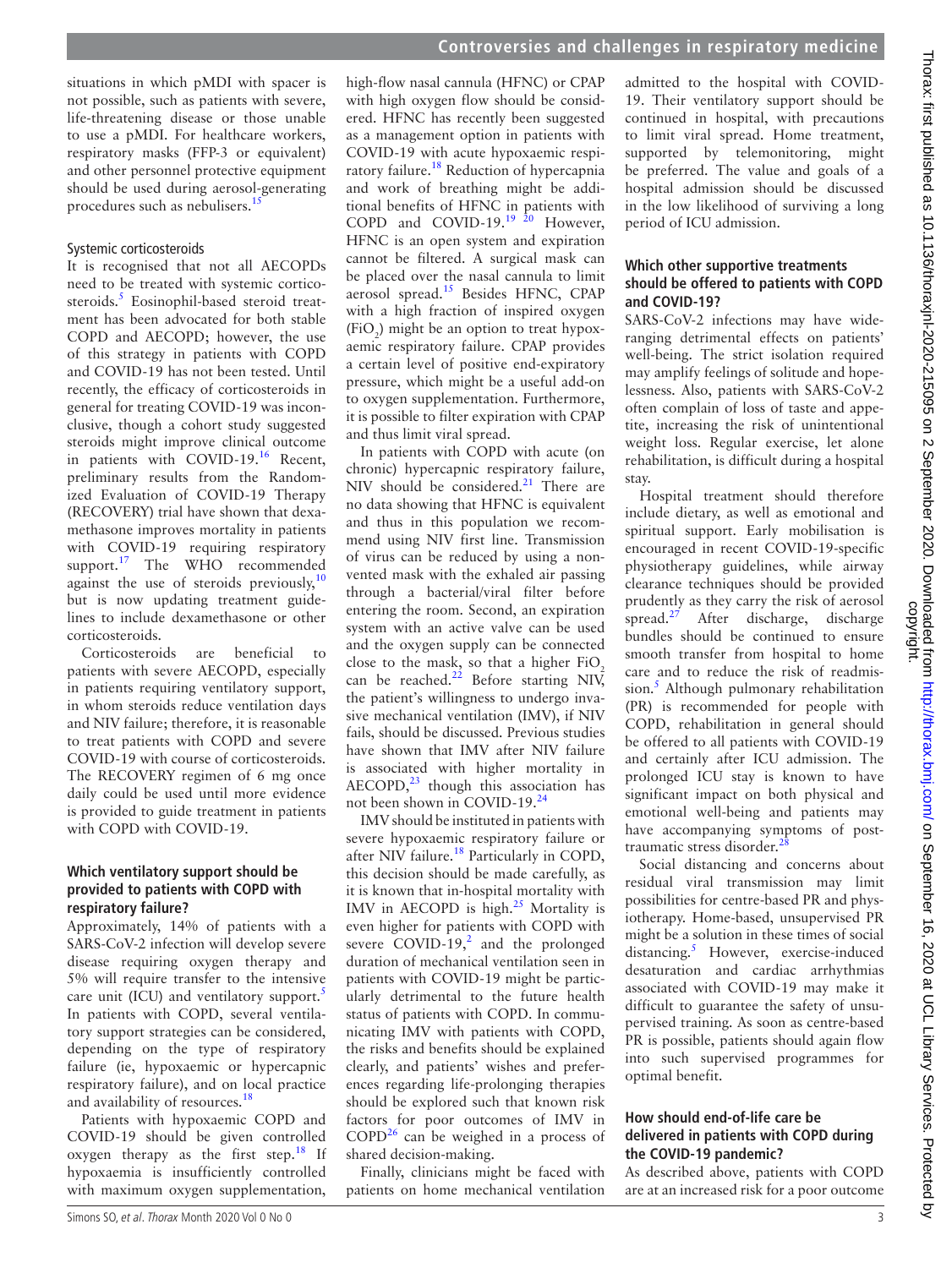situations in which pMDI with spacer is not possible, such as patients with severe, life-threatening disease or those unable to use a pMDI. For healthcare workers, respiratory masks (FFP-3 or equivalent) and other personnel protective equipment should be used during aerosol-generating procedures such as nebulisers.[15]

### Systemic corticosteroids

It is recognised that not all AECOPDs need to be treated with systemic corticosteroids.[5] Eosinophil-based steroid treatment has been advocated for both stable COPD and AECOPD; however, the use of this strategy in patients with COPD and COVID-19 has not been tested. Until recently, the efficacy of corticosteroids in general for treating COVID-19 was inconclusive, though a cohort study suggested steroids might improve clinical outcome in patients with COVID-19.[16] Recent, preliminary results from the Randomized Evaluation of COVID-19 Therapy (RECOVERY) trial have shown that dexamethasone improves mortality in patients with COVID-19 requiring respiratory support.[17] The WHO recommended against the use of steroids previously,[10] but is now updating treatment guidelines to include dexamethasone or other corticosteroids.

Corticosteroids are beneficial to patients with severe AECOPD, especially in patients requiring ventilatory support, in whom steroids reduce ventilation days and NIV failure; therefore, it is reasonable to treat patients with COPD and severe COVID-19 with course of corticosteroids. The RECOVERY regimen of 6 mg once daily could be used until more evidence is provided to guide treatment in patients with COPD with COVID-19.

## Which ventilatory support should be provided to patients with COPD with respiratory failure?

Approximately, 14% of patients with a SARS-CoV-2 infection will develop severe disease requiring oxygen therapy and 5% will require transfer to the intensive care unit (ICU) and ventilatory support.[5] In patients with COPD, several ventilatory support strategies can be considered, depending on the type of respiratory failure (ie, hypoxaemic or hypercapnic respiratory failure), and on local practice and availability of resources.[18]

Patients with hypoxaemic COPD and COVID-19 should be given controlled oxygen therapy as the first step.[18] If hypoxaemia is insufficiently controlled with maximum oxygen supplementation, high-flow nasal cannula (HFNC) or CPAP with high oxygen flow should be considered. HFNC has recently been suggested as a management option in patients with COVID-19 with acute hypoxaemic respiratory failure.[18] Reduction of hypercapnia and work of breathing might be additional benefits of HFNC in patients with COPD and COVID-19.[19,20] However, HFNC is an open system and expiration cannot be filtered. A surgical mask can be placed over the nasal cannula to limit aerosol spread.[15] Besides HFNC, CPAP with a high fraction of inspired oxygen ($FiO_2$) might be an option to treat hypoxaemic respiratory failure. CPAP provides a certain level of positive end-expiratory pressure, which might be a useful add-on to oxygen supplementation. Furthermore, it is possible to filter expiration with CPAP and thus limit viral spread.

In patients with COPD with acute (on chronic) hypercapnic respiratory failure, NIV should be considered.[21] There are no data showing that HFNC is equivalent and thus in this population we recommend using NIV first line. Transmission of virus can be reduced by using a non-vented mask with the exhaled air passing through a bacterial/viral filter before entering the room. Second, an expiration system with an active valve can be used and the oxygen supply can be connected close to the mask, so that a higher $FiO_2$ can be reached.[22] Before starting NIV, the patient's willingness to undergo invasive mechanical ventilation (IMV), if NIV fails, should be discussed. Previous studies have shown that IMV after NIV failure is associated with higher mortality in AECOPD,[23] though this association has not been shown in COVID-19.[24]

IMV should be instituted in patients with severe hypoxaemic respiratory failure or after NIV failure.[18] Particularly in COPD, this decision should be made carefully, as it is known that in-hospital mortality with IMV in AECOPD is high.[25] Mortality is even higher for patients with COPD with severe COVID-19,[2] and the prolonged duration of mechanical ventilation seen in patients with COVID-19 might be particularly detrimental to the future health status of patients with COPD. In communicating IMV with patients with COPD, the risks and benefits should be explained clearly, and patients' wishes and preferences regarding life-prolonging therapies should be explored such that known risk factors for poor outcomes of IMV in COPD[26] can be weighed in a process of shared decision-making.

Finally, clinicians might be faced with patients on home mechanical ventilation admitted to the hospital with COVID-19. Their ventilatory support should be continued in hospital, with precautions to limit viral spread. Home treatment, supported by telemonitoring, might be preferred. The value and goals of a hospital admission should be discussed in the low likelihood of surviving a long period of ICU admission.

## Which other supportive treatments should be offered to patients with COPD and COVID-19?

SARS-CoV-2 infections may have wide-ranging detrimental effects on patients' well-being. The strict isolation required may amplify feelings of solitude and hopelessness. Also, patients with SARS-CoV-2 often complain of loss of taste and appetite, increasing the risk of unintentional weight loss. Regular exercise, let alone rehabilitation, is difficult during a hospital stay.

Hospital treatment should therefore include dietary, as well as emotional and spiritual support. Early mobilisation is encouraged in recent COVID-19-specific physiotherapy guidelines, while airway clearance techniques should be provided prudently as they carry the risk of aerosol spread.[27] After discharge, discharge bundles should be continued to ensure smooth transfer from hospital to home care and to reduce the risk of readmission.[5] Although pulmonary rehabilitation (PR) is recommended for people with COPD, rehabilitation in general should be offered to all patients with COVID-19 and certainly after ICU admission. The prolonged ICU stay is known to have significant impact on both physical and emotional well-being and patients may have accompanying symptoms of post-traumatic stress disorder.[28]

Social distancing and concerns about residual viral transmission may limit possibilities for centre-based PR and physiotherapy. Home-based, unsupervised PR might be a solution in these times of social distancing.[5] However, exercise-induced desaturation and cardiac arrhythmias associated with COVID-19 may make it difficult to guarantee the safety of unsupervised training. As soon as centre-based PR is possible, patients should again flow into such supervised programmes for optimal benefit.

## How should end-of-life care be delivered in patients with COPD during the COVID-19 pandemic?

As described above, patients with COPD are at an increased risk for a poor outcome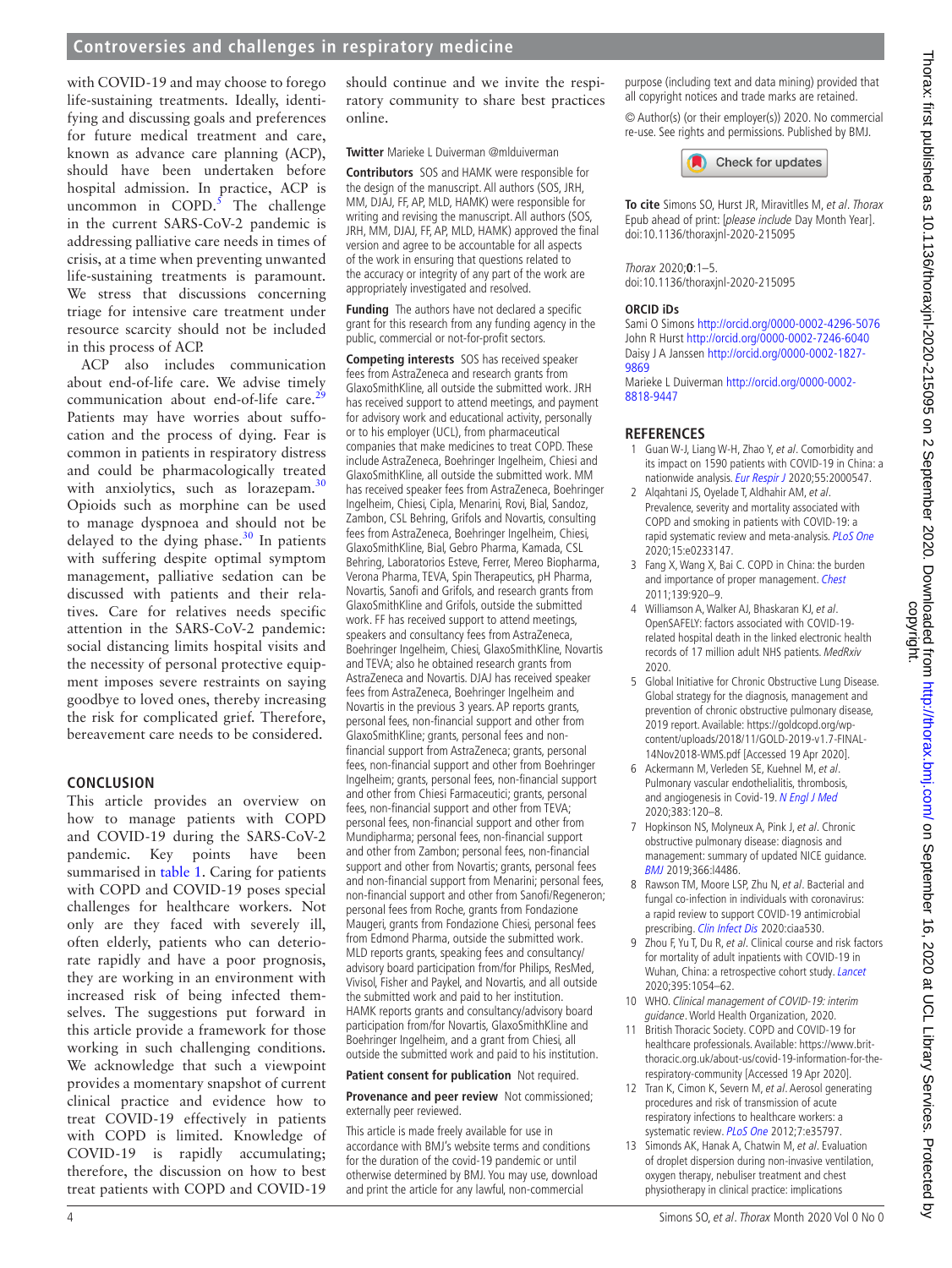with COVID-19 and may choose to forego life-sustaining treatments. Ideally, identifying and discussing goals and preferences for future medical treatment and care, known as advance care planning (ACP), should have been undertaken before hospital admission. In practice, ACP is uncommon in COPD.[5] The challenge in the current SARS-CoV-2 pandemic is addressing palliative care needs in times of crisis, at a time when preventing unwanted life-sustaining treatments is paramount. We stress that discussions concerning triage for intensive care treatment under resource scarcity should not be included in this process of ACP.

ACP also includes communication about end-of-life care. We advise timely communication about end-of-life care.[29] Patients may have worries about suffocation and the process of dying. Fear is common in patients in respiratory distress and could be pharmacologically treated with anxiolytics, such as lorazepam.[30] Opioids such as morphine can be used to manage dyspnoea and should not be delayed to the dying phase.[30] In patients with suffering despite optimal symptom management, palliative sedation can be discussed with patients and their relatives. Care for relatives needs specific attention in the SARS-CoV-2 pandemic: social distancing limits hospital visits and the necessity of personal protective equipment imposes severe restraints on saying goodbye to loved ones, thereby increasing the risk for complicated grief. Therefore, bereavement care needs to be considered.

## CONCLUSION

This article provides an overview on how to manage patients with COPD and COVID-19 during the SARS-CoV-2 pandemic. Key points have been summarised in table 1. Caring for patients with COPD and COVID-19 poses special challenges for healthcare workers. Not only are they faced with severely ill, often elderly, patients who can deteriorate rapidly and have a poor prognosis, they are working in an environment with increased risk of being infected themselves. The suggestions put forward in this article provide a framework for those working in such challenging conditions. We acknowledge that such a viewpoint provides a momentary snapshot of current clinical practice and evidence how to treat COVID-19 effectively in patients with COPD is limited. Knowledge of COVID-19 is rapidly accumulating; therefore, the discussion on how to best treat patients with COPD and COVID-19 should continue and we invite the respiratory community to share best practices online.

**Twitter** Marieke L Duiverman @mlduiverman

**Contributors** SOS and HAMK were responsible for the design of the manuscript. All authors (SOS, JRH, MM, DJAJ, FF, AP, MLD, HAMK) were responsible for writing and revising the manuscript. All authors (SOS, JRH, MM, DJAJ, FF, AP, MLD, HAMK) approved the final version and agree to be accountable for all aspects of the work in ensuring that questions related to the accuracy or integrity of any part of the work are appropriately investigated and resolved.

**Funding** The authors have not declared a specific grant for this research from any funding agency in the public, commercial or not-for-profit sectors.

**Competing interests** SOS has received speaker fees from AstraZeneca and research grants from GlaxoSmithKline, all outside the submitted work. JRH has received support to attend meetings, and payment for advisory work and educational activity, personally or to his employer (UCL), from pharmaceutical companies that make medicines to treat COPD. These include AstraZeneca, Boehringer Ingelheim, Chiesi and GlaxoSmithKline, all outside the submitted work. MM has received speaker fees from AstraZeneca, Boehringer Ingelheim, Chiesi, Cipla, Menarini, Rovi, Bial, Sandoz, Zambon, CSL Behring, Grifols and Novartis, consulting fees from AstraZeneca, Boehringer Ingelheim, Chiesi, GlaxoSmithKline, Bial, Gebro Pharma, Kamada, CSL Behring, Laboratorios Esteve, Ferrer, Mereo Biopharma, Verona Pharma, TEVA, Spin Therapeutics, pH Pharma, Novartis, Sanofi and Grifols, and research grants from GlaxoSmithKline and Grifols, outside the submitted work. FF has received support to attend meetings, speakers and consultancy fees from AstraZeneca, Boehringer Ingelheim, Chiesi, GlaxoSmithKline, Novartis and TEVA; also he obtained research grants from AstraZeneca and Novartis. DJAJ has received speaker fees from AstraZeneca, Boehringer Ingelheim and Novartis in the previous 3 years. AP reports grants, personal fees, non-financial support and other from GlaxoSmithKline; grants, personal fees and non-financial support from AstraZeneca; grants, personal fees, non-financial support and other from Boehringer Ingelheim; grants, personal fees, non-financial support and other from Chiesi Farmaceutici; grants, personal fees, non-financial support and other from TEVA; personal fees, non-financial support and other from Mundipharma; personal fees, non-financial support and other from Zambon; personal fees, non-financial support and other from Novartis; grants, personal fees and non-financial support from Menarini; personal fees, non-financial support and other from Sanofi/Regeneron; personal fees from Roche, grants from Fondazione Maugeri, grants from Fondazione Chiesi, personal fees from Edmond Pharma, outside the submitted work. MLD reports grants, speaking fees and consultancy/advisory board participation from/for Philips, ResMed, Vivisol, Fisher and Paykel, and Novartis, and all outside the submitted work and paid to her institution. HAMK reports grants and consultancy/advisory board participation from/for Novartis, GlaxoSmithKline and Boehringer Ingelheim, and a grant from Chiesi, all outside the submitted work and paid to his institution.

**Patient consent for publication** Not required.

**Provenance and peer review** Not commissioned; externally peer reviewed.

This article is made freely available for use in accordance with BMJ's website terms and conditions for the duration of the covid-19 pandemic or until otherwise determined by BMJ. You may use, download and print the article for any lawful, non-commercial purpose (including text and data mining) provided that all copyright notices and trade marks are retained.

© Author(s) (or their employer(s)) 2020. No commercial re-use. See rights and permissions. Published by BMJ.

**To cite** Simons SO, Hurst JR, Miravitlles M, *et al*. *Thorax* Epub ahead of print: [*please include* Day Month Year]. doi:10.1136/thoraxjnl-2020-215095

*Thorax* 2020;**0**:1–5.
doi:10.1136/thoraxjnl-2020-215095

### ORCID iDs

Sami O Simons http://orcid.org/0000-0002-4296-5076
John R Hurst http://orcid.org/0000-0002-7246-6040
Daisy J A Janssen http://orcid.org/0000-0002-1827-9869
Marieke L Duiverman http://orcid.org/0000-0002-8818-9447

## REFERENCES

1. Guan W-J, Liang W-H, Zhao Y, *et al*. Comorbidity and its impact on 1590 patients with COVID-19 in China: a nationwide analysis. *Eur Respir J* 2020;55:2000547.
2. Alqahtani JS, Oyelade T, Aldhahir AM, *et al*. Prevalence, severity and mortality associated with COPD and smoking in patients with COVID-19: a rapid systematic review and meta-analysis. *PLoS One* 2020;15:e0233147.
3. Fang X, Wang X, Bai C. COPD in China: the burden and importance of proper management. *Chest* 2011;139:920–9.
4. Williamson A, Walker AJ, Bhaskaran KJ, *et al*. OpenSAFELY: factors associated with COVID-19-related hospital death in the linked electronic health records of 17 million adult NHS patients. *MedRxiv* 2020.
5. Global Initiative for Chronic Obstructive Lung Disease. Global strategy for the diagnosis, management and prevention of chronic obstructive pulmonary disease, 2019 report. Available: https://goldcopd.org/wp-content/uploads/2018/11/GOLD-2019-v1.7-FINAL-14Nov2018-WMS.pdf [Accessed 19 Apr 2020].
6. Ackermann M, Verleden SE, Kuehnel M, *et al*. Pulmonary vascular endothelialitis, thrombosis, and angiogenesis in Covid-19. *N Engl J Med* 2020;383:120–8.
7. Hopkinson NS, Molyneux A, Pink J, *et al*. Chronic obstructive pulmonary disease: diagnosis and management: summary of updated NICE guidance. *BMJ* 2019;366:l4486.
8. Rawson TM, Moore LSP, Zhu N, *et al*. Bacterial and fungal co-infection in individuals with coronavirus: a rapid review to support COVID-19 antimicrobial prescribing. *Clin Infect Dis* 2020:ciaa530.
9. Zhou F, Yu T, Du R, *et al*. Clinical course and risk factors for mortality of adult inpatients with COVID-19 in Wuhan, China: a retrospective cohort study. *Lancet* 2020;395:1054–62.
10. WHO. *Clinical management of COVID-19: interim guidance*. World Health Organization, 2020.
11. British Thoracic Society. COPD and COVID-19 for healthcare professionals. Available: https://www.brit-thoracic.org.uk/about-us/covid-19-information-for-the-respiratory-community [Accessed 19 Apr 2020].
12. Tran K, Cimon K, Severn M, *et al*. Aerosol generating procedures and risk of transmission of acute respiratory infections to healthcare workers: a systematic review. *PLoS One* 2012;7:e35797.
13. Simonds AK, Hanak A, Chatwin M, *et al*. Evaluation of droplet dispersion during non-invasive ventilation, oxygen therapy, nebuliser treatment and chest physiotherapy in clinical practice: implications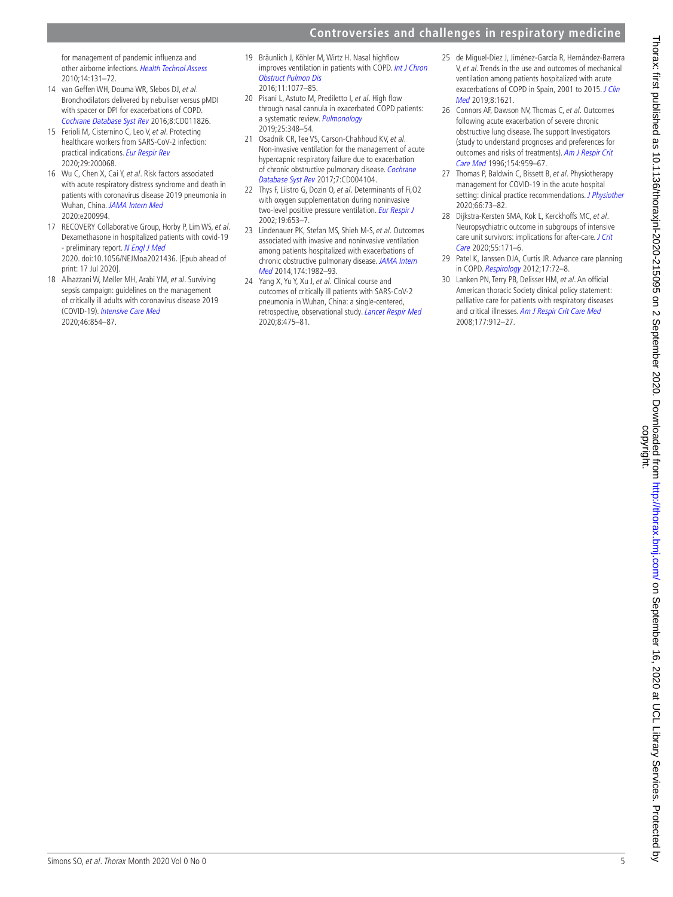for management of pandemic influenza and other airborne infections. *Health Technol Assess* 2010;14:131–72.

14 van Geffen WH, Douma WR, Slebos DJ, *et al*. Bronchodilators delivered by nebuliser versus pMDI with spacer or DPI for exacerbations of COPD. *Cochrane Database Syst Rev* 2016;8:CD011826.

15 Ferioli M, Cisternino C, Leo V, *et al*. Protecting healthcare workers from SARS-CoV-2 infection: practical indications. *Eur Respir Rev* 2020;29:200068.

16 Wu C, Chen X, Cai Y, *et al*. Risk factors associated with acute respiratory distress syndrome and death in patients with coronavirus disease 2019 pneumonia in Wuhan, China. *JAMA Intern Med* 2020:e200994.

17 RECOVERY Collaborative Group, Horby P, Lim WS, *et al*. Dexamethasone in hospitalized patients with covid-19 - preliminary report. *N Engl J Med* 2020. doi:10.1056/NEJMoa2021436. [Epub ahead of print: 17 Jul 2020].

18 Alhazzani W, Møller MH, Arabi YM, *et al*. Surviving sepsis campaign: guidelines on the management of critically ill adults with coronavirus disease 2019 (COVID-19). *Intensive Care Med* 2020;46:854–87.

19 Bräunlich J, Köhler M, Wirtz H. Nasal highflow improves ventilation in patients with COPD. *Int J Chron Obstruct Pulmon Dis* 2016;11:1077–85.

20 Pisani L, Astuto M, Prediletto I, *et al*. High flow through nasal cannula in exacerbated COPD patients: a systematic review. *Pulmonology* 2019;25:348–54.

21 Osadnik CR, Tee VS, Carson-Chahhoud KV, *et al*. Non-invasive ventilation for the management of acute hypercapnic respiratory failure due to exacerbation of chronic obstructive pulmonary disease. *Cochrane Database Syst Rev* 2017;7:CD004104.

22 Thys F, Liistro G, Dozin O, *et al*. Determinants of Fi,O2 with oxygen supplementation during noninvasive two-level positive pressure ventilation. *Eur Respir J* 2002;19:653–7.

23 Lindenauer PK, Stefan MS, Shieh M-S, *et al*. Outcomes associated with invasive and noninvasive ventilation among patients hospitalized with exacerbations of chronic obstructive pulmonary disease. *JAMA Intern Med* 2014;174:1982–93.

24 Yang X, Yu Y, Xu J, *et al*. Clinical course and outcomes of critically ill patients with SARS-CoV-2 pneumonia in Wuhan, China: a single-centered, retrospective, observational study. *Lancet Respir Med* 2020;8:475–81.

25 de Miguel-Díez J, Jiménez-García R, Hernández-Barrera V, *et al*. Trends in the use and outcomes of mechanical ventilation among patients hospitalized with acute exacerbations of COPD in Spain, 2001 to 2015. *J Clin Med* 2019;8:1621.

26 Connors AF, Dawson NV, Thomas C, *et al*. Outcomes following acute exacerbation of severe chronic obstructive lung disease. The support Investigators (study to understand prognoses and preferences for outcomes and risks of treatments). *Am J Respir Crit Care Med* 1996;154:959–67.

27 Thomas P, Baldwin C, Bissett B, *et al*. Physiotherapy management for COVID-19 in the acute hospital setting: clinical practice recommendations. *J Physiother* 2020;66:73–82.

28 Dijkstra-Kersten SMA, Kok L, Kerckhoffs MC, *et al*. Neuropsychiatric outcome in subgroups of intensive care unit survivors: implications for after-care. *J Crit Care* 2020;55:171–6.

29 Patel K, Janssen DJA, Curtis JR. Advance care planning in COPD. *Respirology* 2012;17:72–8.

30 Lanken PN, Terry PB, Delisser HM, *et al*. An official American thoracic Society clinical policy statement: palliative care for patients with respiratory diseases and critical illnesses. *Am J Respir Crit Care Med* 2008;177:912–27.